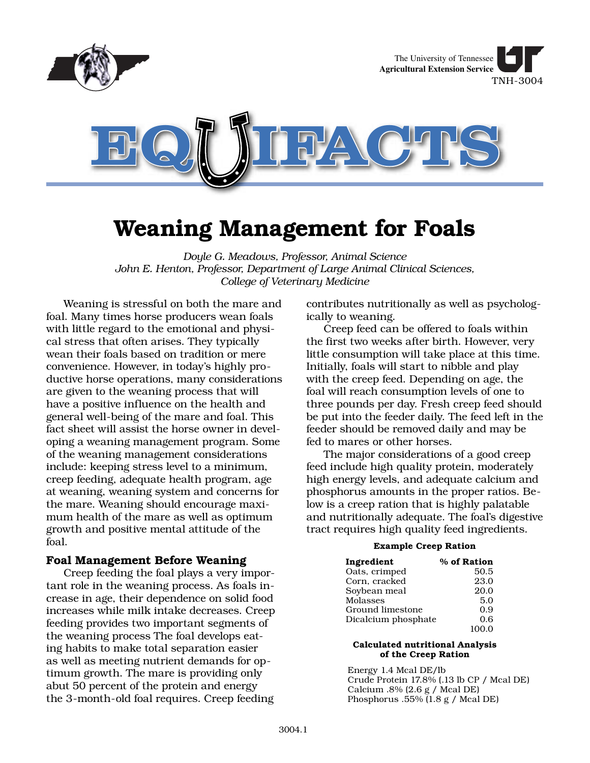The University of Tennessee
**Agricultural Extension Service**
TNH-3004

# EQUIFACTS

## Weaning Management for Foals

*Doyle G. Meadows, Professor, Animal Science*
*John E. Henton, Professor, Department of Large Animal Clinical Sciences, College of Veterinary Medicine*

Weaning is stressful on both the mare and foal. Many times horse producers wean foals with little regard to the emotional and physical stress that often arises. They typically wean their foals based on tradition or mere convenience. However, in today's highly productive horse operations, many considerations are given to the weaning process that will have a positive influence on the health and general well-being of the mare and foal. This fact sheet will assist the horse owner in developing a weaning management program. Some of the weaning management considerations include: keeping stress level to a minimum, creep feeding, adequate health program, age at weaning, weaning system and concerns for the mare. Weaning should encourage maximum health of the mare as well as optimum growth and positive mental attitude of the foal.

### Foal Management Before Weaning

Creep feeding the foal plays a very important role in the weaning process. As foals increase in age, their dependence on solid food increases while milk intake decreases. Creep feeding provides two important segments of the weaning process The foal develops eating habits to make total separation easier as well as meeting nutrient demands for optimum growth. The mare is providing only abut 50 percent of the protein and energy the 3-month-old foal requires. Creep feeding contributes nutritionally as well as psychologically to weaning.

Creep feed can be offered to foals within the first two weeks after birth. However, very little consumption will take place at this time. Initially, foals will start to nibble and play with the creep feed. Depending on age, the foal will reach consumption levels of one to three pounds per day. Fresh creep feed should be put into the feeder daily. The feed left in the feeder should be removed daily and may be fed to mares or other horses.

The major considerations of a good creep feed include high quality protein, moderately high energy levels, and adequate calcium and phosphorus amounts in the proper ratios. Below is a creep ration that is highly palatable and nutritionally adequate. The foal's digestive tract requires high quality feed ingredients.

**Example Creep Ration**

| Ingredient | % of Ration |
|---|---|
| Oats, crimped | 50.5 |
| Corn, cracked | 23.0 |
| Soybean meal | 20.0 |
| Molasses | 5.0 |
| Ground limestone | 0.9 |
| Dicalcium phosphate | 0.6 |
| | 100.0 |

**Calculated nutritional Analysis of the Creep Ration**

Energy 1.4 Mcal DE/lb
Crude Protein 17.8% (.13 lb CP / Mcal DE)
Calcium .8% (2.6 g / Mcal DE)
Phosphorus .55% (1.8 g / Mcal DE)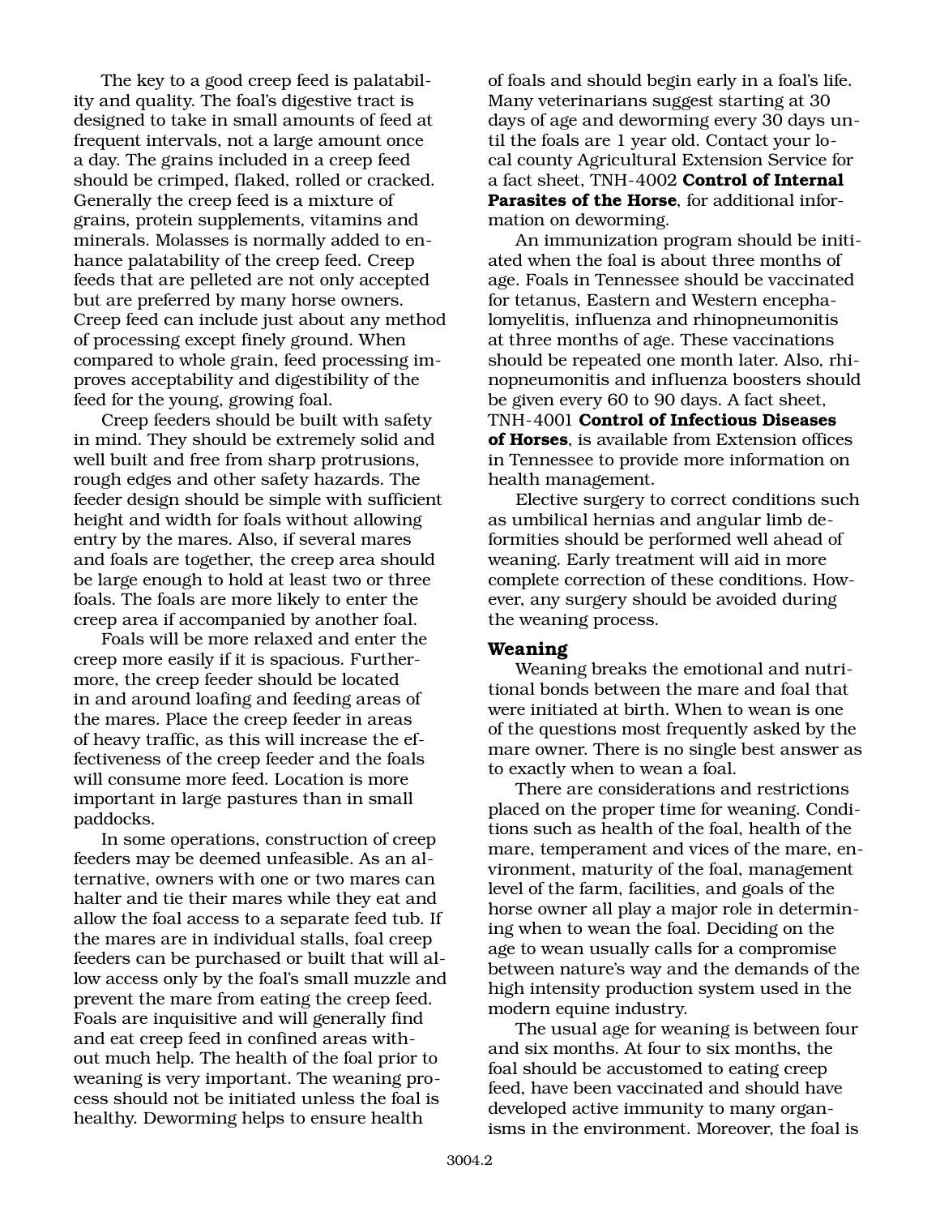The key to a good creep feed is palatability and quality. The foal's digestive tract is designed to take in small amounts of feed at frequent intervals, not a large amount once a day. The grains included in a creep feed should be crimped, flaked, rolled or cracked. Generally the creep feed is a mixture of grains, protein supplements, vitamins and minerals. Molasses is normally added to enhance palatability of the creep feed. Creep feeds that are pelleted are not only accepted but are preferred by many horse owners. Creep feed can include just about any method of processing except finely ground. When compared to whole grain, feed processing improves acceptability and digestibility of the feed for the young, growing foal.

Creep feeders should be built with safety in mind. They should be extremely solid and well built and free from sharp protrusions, rough edges and other safety hazards. The feeder design should be simple with sufficient height and width for foals without allowing entry by the mares. Also, if several mares and foals are together, the creep area should be large enough to hold at least two or three foals. The foals are more likely to enter the creep area if accompanied by another foal.

Foals will be more relaxed and enter the creep more easily if it is spacious. Furthermore, the creep feeder should be located in and around loafing and feeding areas of the mares. Place the creep feeder in areas of heavy traffic, as this will increase the effectiveness of the creep feeder and the foals will consume more feed. Location is more important in large pastures than in small paddocks.

In some operations, construction of creep feeders may be deemed unfeasible. As an alternative, owners with one or two mares can halter and tie their mares while they eat and allow the foal access to a separate feed tub. If the mares are in individual stalls, foal creep feeders can be purchased or built that will allow access only by the foal's small muzzle and prevent the mare from eating the creep feed. Foals are inquisitive and will generally find and eat creep feed in confined areas without much help. The health of the foal prior to weaning is very important. The weaning process should not be initiated unless the foal is healthy. Deworming helps to ensure health of foals and should begin early in a foal's life. Many veterinarians suggest starting at 30 days of age and deworming every 30 days until the foals are 1 year old. Contact your local county Agricultural Extension Service for a fact sheet, TNH-4002 **Control of Internal Parasites of the Horse**, for additional information on deworming.

An immunization program should be initiated when the foal is about three months of age. Foals in Tennessee should be vaccinated for tetanus, Eastern and Western encephalomyelitis, influenza and rhinopneumonitis at three months of age. These vaccinations should be repeated one month later. Also, rhinopneumonitis and influenza boosters should be given every 60 to 90 days. A fact sheet, TNH-4001 **Control of Infectious Diseases of Horses**, is available from Extension offices in Tennessee to provide more information on health management.

Elective surgery to correct conditions such as umbilical hernias and angular limb deformities should be performed well ahead of weaning. Early treatment will aid in more complete correction of these conditions. However, any surgery should be avoided during the weaning process.

## Weaning

Weaning breaks the emotional and nutritional bonds between the mare and foal that were initiated at birth. When to wean is one of the questions most frequently asked by the mare owner. There is no single best answer as to exactly when to wean a foal.

There are considerations and restrictions placed on the proper time for weaning. Conditions such as health of the foal, health of the mare, temperament and vices of the mare, environment, maturity of the foal, management level of the farm, facilities, and goals of the horse owner all play a major role in determining when to wean the foal. Deciding on the age to wean usually calls for a compromise between nature's way and the demands of the high intensity production system used in the modern equine industry.

The usual age for weaning is between four and six months. At four to six months, the foal should be accustomed to eating creep feed, have been vaccinated and should have developed active immunity to many organisms in the environment. Moreover, the foal is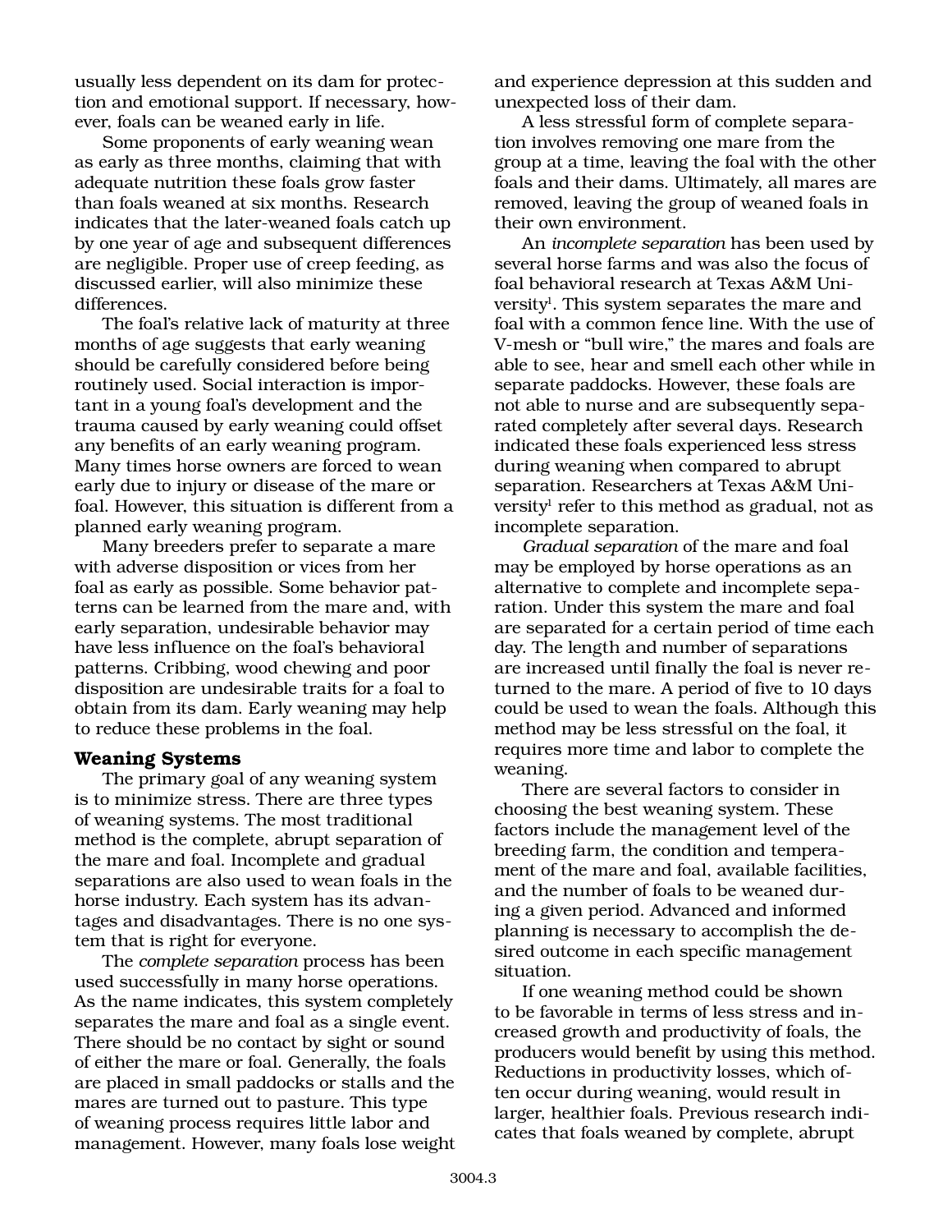usually less dependent on its dam for protection and emotional support. If necessary, however, foals can be weaned early in life.

Some proponents of early weaning wean as early as three months, claiming that with adequate nutrition these foals grow faster than foals weaned at six months. Research indicates that the later-weaned foals catch up by one year of age and subsequent differences are negligible. Proper use of creep feeding, as discussed earlier, will also minimize these differences.

The foal's relative lack of maturity at three months of age suggests that early weaning should be carefully considered before being routinely used. Social interaction is important in a young foal's development and the trauma caused by early weaning could offset any benefits of an early weaning program. Many times horse owners are forced to wean early due to injury or disease of the mare or foal. However, this situation is different from a planned early weaning program.

Many breeders prefer to separate a mare with adverse disposition or vices from her foal as early as possible. Some behavior patterns can be learned from the mare and, with early separation, undesirable behavior may have less influence on the foal's behavioral patterns. Cribbing, wood chewing and poor disposition are undesirable traits for a foal to obtain from its dam. Early weaning may help to reduce these problems in the foal.

## Weaning Systems

The primary goal of any weaning system is to minimize stress. There are three types of weaning systems. The most traditional method is the complete, abrupt separation of the mare and foal. Incomplete and gradual separations are also used to wean foals in the horse industry. Each system has its advantages and disadvantages. There is no one system that is right for everyone.

The *complete separation* process has been used successfully in many horse operations. As the name indicates, this system completely separates the mare and foal as a single event. There should be no contact by sight or sound of either the mare or foal. Generally, the foals are placed in small paddocks or stalls and the mares are turned out to pasture. This type of weaning process requires little labor and management. However, many foals lose weight and experience depression at this sudden and unexpected loss of their dam.

A less stressful form of complete separation involves removing one mare from the group at a time, leaving the foal with the other foals and their dams. Ultimately, all mares are removed, leaving the group of weaned foals in their own environment.

An *incomplete separation* has been used by several horse farms and was also the focus of foal behavioral research at Texas A&M University[1]. This system separates the mare and foal with a common fence line. With the use of V-mesh or "bull wire," the mares and foals are able to see, hear and smell each other while in separate paddocks. However, these foals are not able to nurse and are subsequently separated completely after several days. Research indicated these foals experienced less stress during weaning when compared to abrupt separation. Researchers at Texas A&M University[1] refer to this method as gradual, not as incomplete separation.

*Gradual separation* of the mare and foal may be employed by horse operations as an alternative to complete and incomplete separation. Under this system the mare and foal are separated for a certain period of time each day. The length and number of separations are increased until finally the foal is never returned to the mare. A period of five to 10 days could be used to wean the foals. Although this method may be less stressful on the foal, it requires more time and labor to complete the weaning.

There are several factors to consider in choosing the best weaning system. These factors include the management level of the breeding farm, the condition and temperament of the mare and foal, available facilities, and the number of foals to be weaned during a given period. Advanced and informed planning is necessary to accomplish the desired outcome in each specific management situation.

If one weaning method could be shown to be favorable in terms of less stress and increased growth and productivity of foals, the producers would benefit by using this method. Reductions in productivity losses, which often occur during weaning, would result in larger, healthier foals. Previous research indicates that foals weaned by complete, abrupt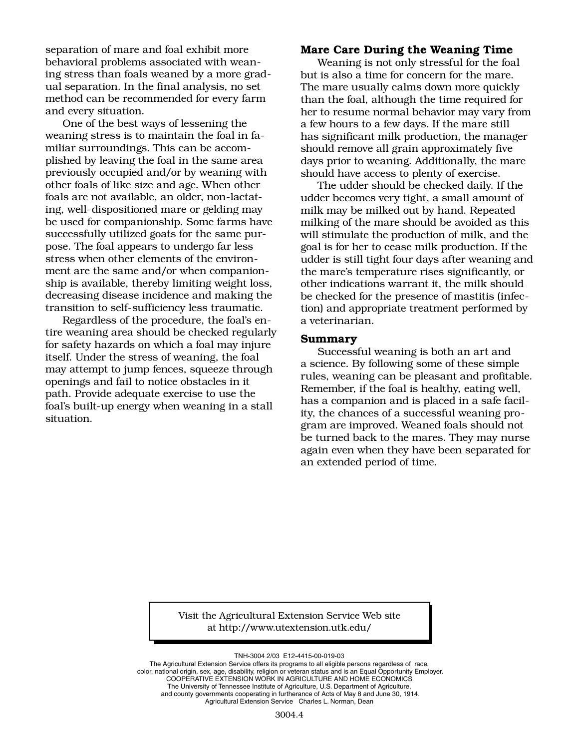separation of mare and foal exhibit more behavioral problems associated with weaning stress than foals weaned by a more gradual separation. In the final analysis, no set method can be recommended for every farm and every situation.

One of the best ways of lessening the weaning stress is to maintain the foal in familiar surroundings. This can be accomplished by leaving the foal in the same area previously occupied and/or by weaning with other foals of like size and age. When other foals are not available, an older, non-lactating, well-dispositioned mare or gelding may be used for companionship. Some farms have successfully utilized goats for the same purpose. The foal appears to undergo far less stress when other elements of the environment are the same and/or when companionship is available, thereby limiting weight loss, decreasing disease incidence and making the transition to self-sufficiency less traumatic.

Regardless of the procedure, the foal's entire weaning area should be checked regularly for safety hazards on which a foal may injure itself. Under the stress of weaning, the foal may attempt to jump fences, squeeze through openings and fail to notice obstacles in it path. Provide adequate exercise to use the foal's built-up energy when weaning in a stall situation.

## Mare Care During the Weaning Time

Weaning is not only stressful for the foal but is also a time for concern for the mare. The mare usually calms down more quickly than the foal, although the time required for her to resume normal behavior may vary from a few hours to a few days. If the mare still has significant milk production, the manager should remove all grain approximately five days prior to weaning. Additionally, the mare should have access to plenty of exercise.

The udder should be checked daily. If the udder becomes very tight, a small amount of milk may be milked out by hand. Repeated milking of the mare should be avoided as this will stimulate the production of milk, and the goal is for her to cease milk production. If the udder is still tight four days after weaning and the mare's temperature rises significantly, or other indications warrant it, the milk should be checked for the presence of mastitis (infection) and appropriate treatment performed by a veterinarian.

## Summary

Successful weaning is both an art and a science. By following some of these simple rules, weaning can be pleasant and profitable. Remember, if the foal is healthy, eating well, has a companion and is placed in a safe facility, the chances of a successful weaning program are improved. Weaned foals should not be turned back to the mares. They may nurse again even when they have been separated for an extended period of time.

Visit the Agricultural Extension Service Web site at http://www.utextension.utk.edu/

TNH-3004 2/03 E12-4415-00-019-03

The Agricultural Extension Service offers its programs to all eligible persons regardless of race, color, national origin, sex, age, disability, religion or veteran status and is an Equal Opportunity Employer.
COOPERATIVE EXTENSION WORK IN AGRICULTURE AND HOME ECONOMICS
The University of Tennessee Institute of Agriculture, U.S. Department of Agriculture, and county governments cooperating in furtherance of Acts of May 8 and June 30, 1914.
Agricultural Extension Service Charles L. Norman, Dean